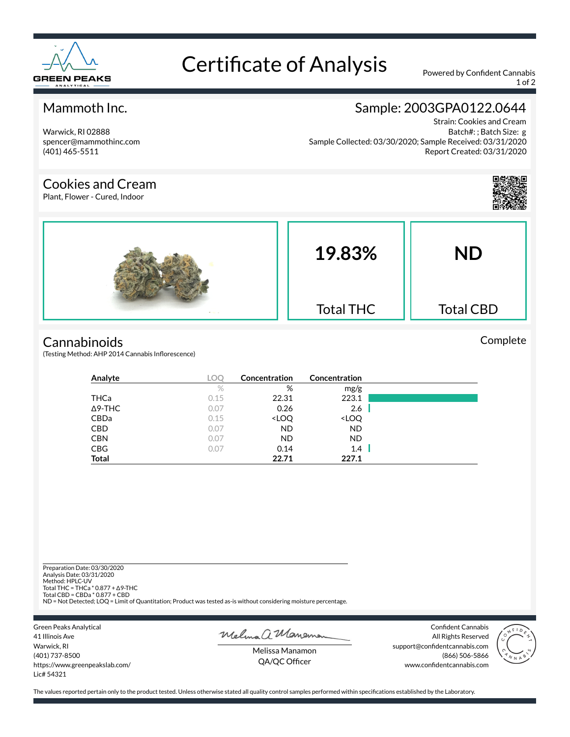# Certificate of Analysis

Powered by Confident Cannabis

## Mammoth Inc.

Warwick, RI 02888
spencer@mammothinc.com
(401) 465-5511

## Sample: 2003GPA0122.0644

Strain: Cookies and Cream
Batch#: ; Batch Size: g
Sample Collected: 03/30/2020; Sample Received: 03/31/2020
Report Created: 03/31/2020

## Cookies and Cream

Plant, Flower - Cured, Indoor

**19.83%**
Total THC

**ND**
Total CBD

## Cannabinoids

(Testing Method: AHP 2014 Cannabis Inflorescence)

Complete

| Analyte | LOQ | Concentration | Concentration |
|---|---|---|---|
| | % | % | mg/g |
| THCa | 0.15 | 22.31 | 223.1 |
| Δ9-THC | 0.07 | 0.26 | 2.6 |
| CBDa | 0.15 | <LOQ | <LOQ |
| CBD | 0.07 | ND | ND |
| CBN | 0.07 | ND | ND |
| CBG | 0.07 | 0.14 | 1.4 |
| **Total** | | **22.71** | **227.1** |

Preparation Date: 03/30/2020
Analysis Date: 03/31/2020
Method: HPLC-UV
Total THC = THCa * 0.877 + Δ9-THC
Total CBD = CBDa * 0.877 + CBD
ND = Not Detected; LOQ = Limit of Quantitation; Product was tested as-is without considering moisture percentage.

Green Peaks Analytical
41 Illinois Ave
Warwick, RI
(401) 737-8500
https://www.greenpeakslab.com/
Lic# 54321

Melissa Manamon
QA/QC Officer

Confident Cannabis
All Rights Reserved
support@confidentcannabis.com
(866) 506-5866
www.confidentcannabis.com

The values reported pertain only to the product tested. Unless otherwise stated all quality control samples performed within specifications established by the Laboratory.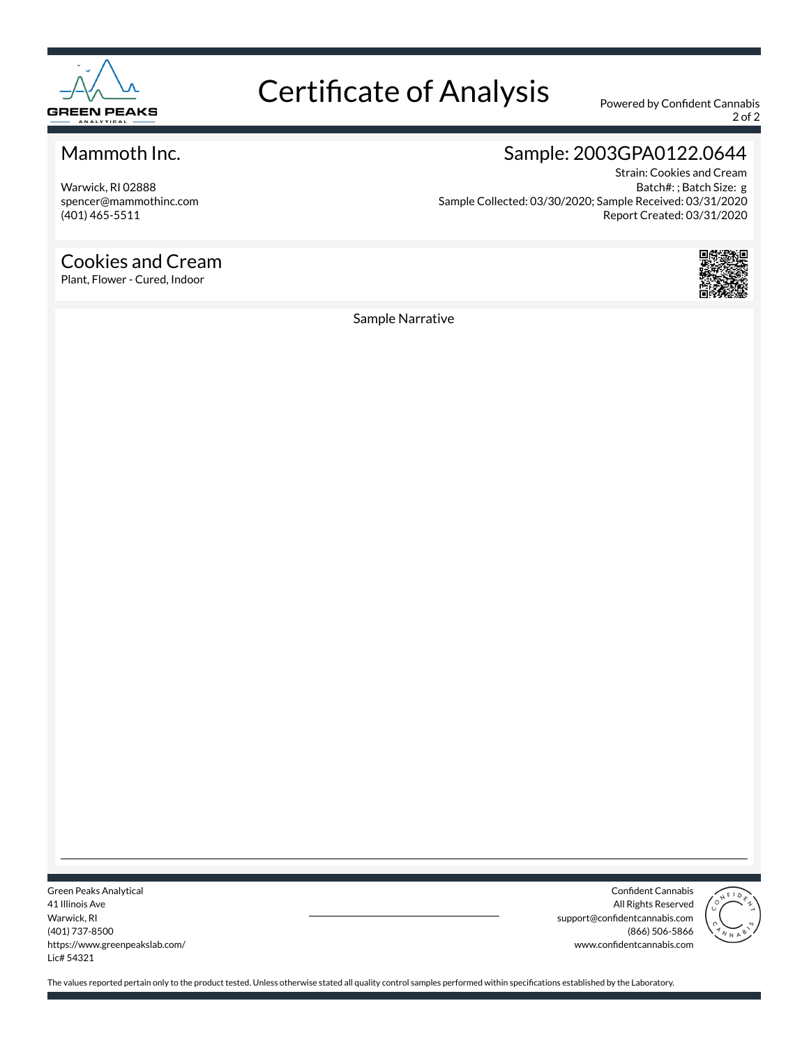# Certificate of Analysis

Powered by Confident Cannabis

## Mammoth Inc.

Warwick, RI 02888
spencer@mammothinc.com
(401) 465-5511

## Sample: 2003GPA0122.0644

Strain: Cookies and Cream
Batch#: ; Batch Size: g
Sample Collected: 03/30/2020; Sample Received: 03/31/2020
Report Created: 03/31/2020

## Cookies and Cream

Plant, Flower - Cured, Indoor

### Sample Narrative

Green Peaks Analytical
41 Illinois Ave
Warwick, RI
(401) 737-8500
https://www.greenpeakslab.com/
Lic# 54321

Confident Cannabis
All Rights Reserved
support@confidentcannabis.com
(866) 506-5866
www.confidentcannabis.com

The values reported pertain only to the product tested. Unless otherwise stated all quality control samples performed within specifications established by the Laboratory.